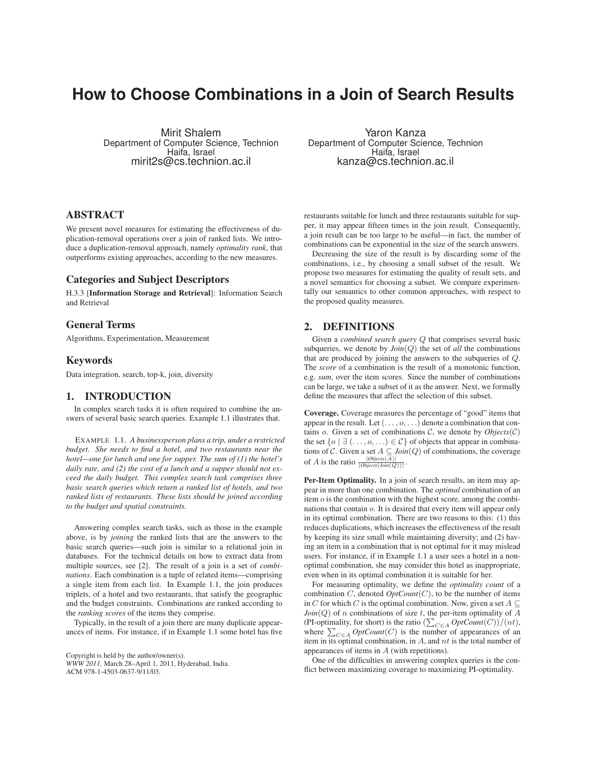# How to Choose Combinations in a Join of Search Results

Mirit Shalem
Department of Computer Science, Technion
Haifa, Israel
mirit2s@cs.technion.ac.il

Yaron Kanza
Department of Computer Science, Technion
Haifa, Israel
kanza@cs.technion.ac.il

## ABSTRACT

We present novel measures for estimating the effectiveness of duplication-removal operations over a join of ranked lists. We introduce a duplication-removal approach, namely *optimality rank*, that outperforms existing approaches, according to the new measures.

### Categories and Subject Descriptors

H.3.3 [**Information Storage and Retrieval**]: Information Search and Retrieval

### General Terms

Algorithms, Experimentation, Measurement

### Keywords

Data integration, search, top-k, join, diversity

## 1. INTRODUCTION

In complex search tasks it is often required to combine the answers of several basic search queries. Example 1.1 illustrates that.

EXAMPLE 1.1. *A businessperson plans a trip, under a restricted budget. She needs to find a hotel, and two restaurants near the hotel—one for lunch and one for supper. The sum of (1) the hotel's daily rate, and (2) the cost of a lunch and a supper should not exceed the daily budget. This complex search task comprises three basic search queries which return a ranked list of hotels, and two ranked lists of restaurants. These lists should be joined according to the budget and spatial constraints.*

Answering complex search tasks, such as those in the example above, is by *joining* the ranked lists that are the answers to the basic search queries—such join is similar to a relational join in databases. For the technical details on how to extract data from multiple sources, see [2]. The result of a join is a set of *combinations*. Each combination is a tuple of related items—comprising a single item from each list. In Example 1.1, the join produces triplets, of a hotel and two restaurants, that satisfy the geographic and the budget constraints. Combinations are ranked according to the *ranking scores* of the items they comprise.

Typically, in the result of a join there are many duplicate appearances of items. For instance, if in Example 1.1 some hotel has five restaurants suitable for lunch and three restaurants suitable for supper, it may appear fifteen times in the join result. Consequently, a join result can be too large to be useful—in fact, the number of combinations can be exponential in the size of the search answers.

Decreasing the size of the result is by discarding some of the combinations, i.e., by choosing a small subset of the result. We propose two measures for estimating the quality of result sets, and a novel semantics for choosing a subset. We compare experimentally our semantics to other common approaches, with respect to the proposed quality measures.

Copyright is held by the author/owner(s).
*WWW 2011,* March 28–April 1, 2011, Hyderabad, India.
ACM 978-1-4503-0637-9/11/03.

## 2. DEFINITIONS

Given a *combined search query* $Q$ that comprises several basic subqueries, we denote by $\mathit{Join}(Q)$ the set of *all* the combinations that are produced by joining the answers to the subqueries of $Q$. The *score* of a combination is the result of a monotonic function, e.g. *sum*, over the item scores. Since the number of combinations can be large, we take a subset of it as the answer. Next, we formally define the measures that affect the selection of this subset.

**Coverage.** Coverage measures the percentage of "good" items that appear in the result. Let $(\ldots, o, \ldots)$ denote a combination that contains $o$. Given a set of combinations $\mathcal{C}$, we denote by $\mathit{Objects}(\mathcal{C})$ the set $\{o \mid \exists\, (\ldots, o, \ldots) \in \mathcal{C}\}$ of objects that appear in combinations of $\mathcal{C}$. Given a set $A \subseteq \mathit{Join}(Q)$ of combinations, the coverage of $A$ is the ratio $\frac{|\mathit{Objects}(A)|}{|\mathit{Objects}(\mathit{Join}(Q))|}$.

**Per-Item Optimality.** In a join of search results, an item may appear in more than one combination. The *optimal* combination of an item $o$ is the combination with the highest score, among the combinations that contain $o$. It is desired that every item will appear only in its optimal combination. There are two reasons to this: (1) this reduces duplications, which increases the effectiveness of the result by keeping its size small while maintaining diversity; and (2) having an item in a combination that is not optimal for it may mislead users. For instance, if in Example 1.1 a user sees a hotel in a non-optimal combination, she may consider this hotel as inappropriate, even when in its optimal combination it is suitable for her.

For measuring optimality, we define the *optimality count* of a combination $C$, denoted $\mathit{OptCount}(C)$, to be the number of items in $C$ for which $C$ is the optimal combination. Now, given a set $A \subseteq \mathit{Join}(Q)$ of $n$ combinations of size $t$, the per-item optimality of $A$ (PI-optimality, for short) is the ratio $(\sum_{C \in A} \mathit{OptCount}(C))/(nt)$, where $\sum_{C \in A} \mathit{OptCount}(C)$ is the number of appearances of an item in its optimal combination, in $A$, and $nt$ is the total number of appearances of items in $A$ (with repetitions).

One of the difficulties in answering complex queries is the conflict between maximizing coverage to maximizing PI-optimality.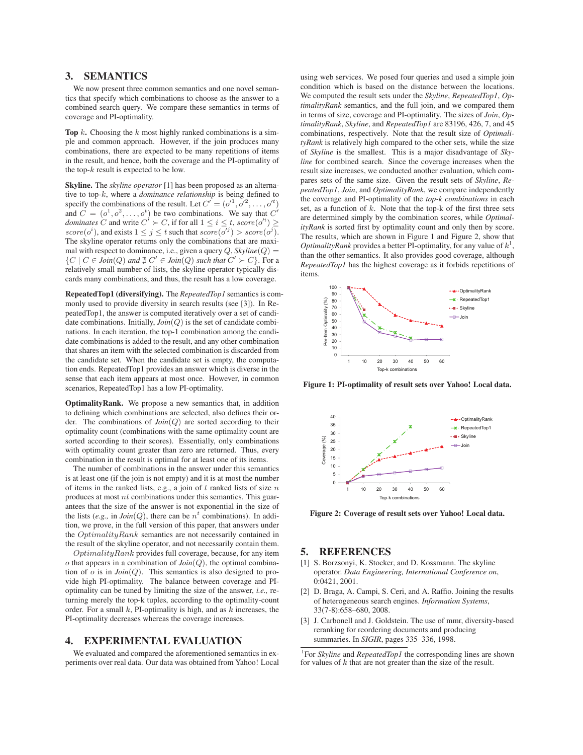## 3. SEMANTICS

We now present three common semantics and one novel semantics that specify which combinations to choose as the answer to a combined search query. We compare these semantics in terms of coverage and PI-optimality.

**Top $k$.** Choosing the $k$ most highly ranked combinations is a simple and common approach. However, if the join produces many combinations, there are expected to be many repetitions of items in the result, and hence, both the coverage and the PI-optimality of the top-$k$ result is expected to be low.

**Skyline.** The *skyline operator* [1] has been proposed as an alternative to top-$k$, where a *dominance relationship* is being defined to specify the combinations of the result. Let $C' = (o'^1, o'^2, \ldots, o'^t)$ and $C = (o^1, o^2, \ldots, o^t)$ be two combinations. We say that $C'$ *dominates* $C$ and write $C' \succ C$, if for all $1 \le i \le t$, $score(o'^i) \ge score(o^i)$, and exists $1 \le j \le t$ such that $score(o'^j) > score(o^j)$. The skyline operator returns only the combinations that are maximal with respect to dominance, i.e., given a query $Q$, $Skyline(Q) = \{C \mid C \in Join(Q) \text{ and } \nexists C' \in Join(Q) \text{ such that } C' \succ C\}$. For a relatively small number of lists, the skyline operator typically discards many combinations, and thus, the result has a low coverage.

**RepeatedTop1 (diversifying).** The *RepeatedTop1* semantics is commonly used to provide diversity in search results (see [3]). In RepeatedTop1, the answer is computed iteratively over a set of candidate combinations. Initially, $Join(Q)$ is the set of candidate combinations. In each iteration, the top-1 combination among the candidate combinations is added to the result, and any other combination that shares an item with the selected combination is discarded from the candidate set. When the candidate set is empty, the computation ends. RepeatedTop1 provides an answer which is diverse in the sense that each item appears at most once. However, in common scenarios, RepeatedTop1 has a low PI-optimality.

**OptimalityRank.** We propose a new semantics that, in addition to defining which combinations are selected, also defines their order. The combinations of $Join(Q)$ are sorted according to their optimality count (combinations with the same optimality count are sorted according to their scores). Essentially, only combinations with optimality count greater than zero are returned. Thus, every combination in the result is optimal for at least one of its items.

The number of combinations in the answer under this semantics is at least one (if the join is not empty) and it is at most the number of items in the ranked lists, e.g., a join of $t$ ranked lists of size $n$ produces at most $nt$ combinations under this semantics. This guarantees that the size of the answer is not exponential in the size of the lists (*e.g.,* in $Join(Q)$, there can be $n^t$ combinations). In addition, we prove, in the full version of this paper, that answers under the $OptimalityRank$ semantics are not necessarily contained in the result of the skyline operator, and not necessarily contain them.

$OptimalityRank$ provides full coverage, because, for any item $o$ that appears in a combination of $Join(Q)$, the optimal combination of $o$ is in $Join(Q)$. This semantics is also designed to provide high PI-optimality. The balance between coverage and PI-optimality can be tuned by limiting the size of the answer, *i.e.,* returning merely the top-k tuples, according to the optimality-count order. For a small $k$, PI-optimality is high, and as $k$ increases, the PI-optimality decreases whereas the coverage increases.

## 4. EXPERIMENTAL EVALUATION

We evaluated and compared the aforementioned semantics in experiments over real data. Our data was obtained from Yahoo! Local using web services. We posed four queries and used a simple join condition which is based on the distance between the locations. We computed the result sets under the *Skyline*, *RepeatedTop1*, *OptimalityRank* semantics, and the full join, and we compared them in terms of size, coverage and PI-optimality. The sizes of *Join*, *OptimalityRank*, *Skyline*, and *RepeatedTop1* are 83196, 426, 7, and 45 combinations, respectively. Note that the result size of *OptimalityRank* is relatively high compared to the other sets, while the size of *Skyline* is the smallest. This is a major disadvantage of *Skyline* for combined search. Since the coverage increases when the result size increases, we conducted another evaluation, which compares sets of the same size. Given the result sets of *Skyline*, *RepeatedTop1*, *Join*, and *OptimalityRank*, we compare independently the coverage and PI-optimality of the *top-k combinations* in each set, as a function of $k$. Note that the top-k of the first three sets are determined simply by the combination scores, while *OptimalityRank* is sorted first by optimality count and only then by score. The results, which are shown in Figure 1 and Figure 2, show that *OptimalityRank* provides a better PI-optimality, for any value of $k$[1], than the other semantics. It also provides good coverage, although *RepeatedTop1* has the highest coverage as it forbids repetitions of items.

Per-Item Optimality (%)
100
90
80
70
60
50
40
30
20
10
0
1 10 20 30 40 50 60
Top-k combinations
OptimalityRank
RepeatedTop1
Skyline
Join

**Figure 1: PI-optimality of result sets over Yahoo! Local data.**

Coverage (%)
40
35
30
25
20
15
10
5
0
1 10 20 30 40 50 60
Top-k combinations
OptimalityRank
RepeatedTop1
Skyline
Join

**Figure 2: Coverage of result sets over Yahoo! Local data.**

## 5. REFERENCES

[1] S. Borzsonyi, K. Stocker, and D. Kossmann. The skyline operator. *Data Engineering, International Conference on*, 0:0421, 2001.

[2] D. Braga, A. Campi, S. Ceri, and A. Raffio. Joining the results of heterogeneous search engines. *Information Systems*, 33(7-8):658–680, 2008.

[3] J. Carbonell and J. Goldstein. The use of mmr, diversity-based reranking for reordering documents and producing summaries. In *SIGIR*, pages 335–336, 1998.

---

[1] For *Skyline* and *RepeatedTop1* the corresponding lines are shown for values of $k$ that are not greater than the size of the result.